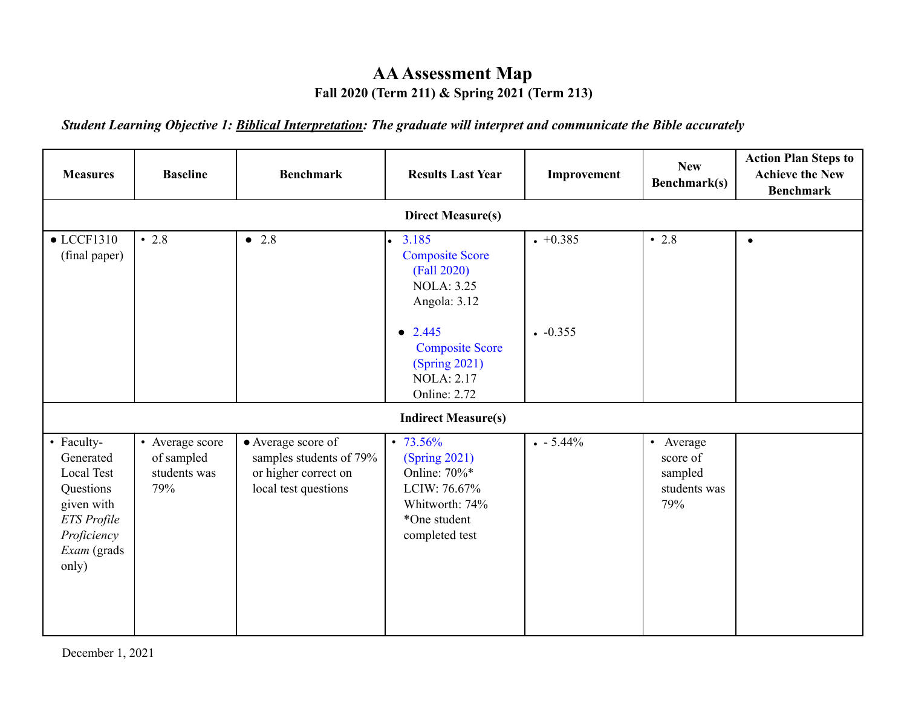# AA Assessment Map

**Fall 2020 (Term 211) & Spring 2021 (Term 213)**

***Student Learning Objective 1: <u>Biblical Interpretation</u>: The graduate will interpret and communicate the Bible accurately***

| Measures | Baseline | Benchmark | Results Last Year | Improvement | New Benchmark(s) | Action Plan Steps to Achieve the New Benchmark |
|---|---|---|---|---|---|---|
| **Direct Measure(s)** | | | | | | |
| • LCCF1310 (final paper) | • 2.8 | • 2.8 | • 3.185 Composite Score (Fall 2020)<br>NOLA: 3.25<br>Angola: 3.12<br><br>• 2.445 Composite Score (Spring 2021)<br>NOLA: 2.17<br>Online: 2.72 | • +0.385<br><br>• -0.355 | • 2.8 | • |
| **Indirect Measure(s)** | | | | | | |
| • Faculty-Generated Local Test Questions given with *ETS Profile Proficiency Exam* (grads only) | • Average score of sampled students was 79% | • Average score of samples students of 79% or higher correct on local test questions | • 73.56% (Spring 2021)<br>Online: 70%*<br>LCIW: 76.67%<br>Whitworth: 74%<br>*One student completed test | • - 5.44% | • Average score of sampled students was 79% | |

December 1, 2021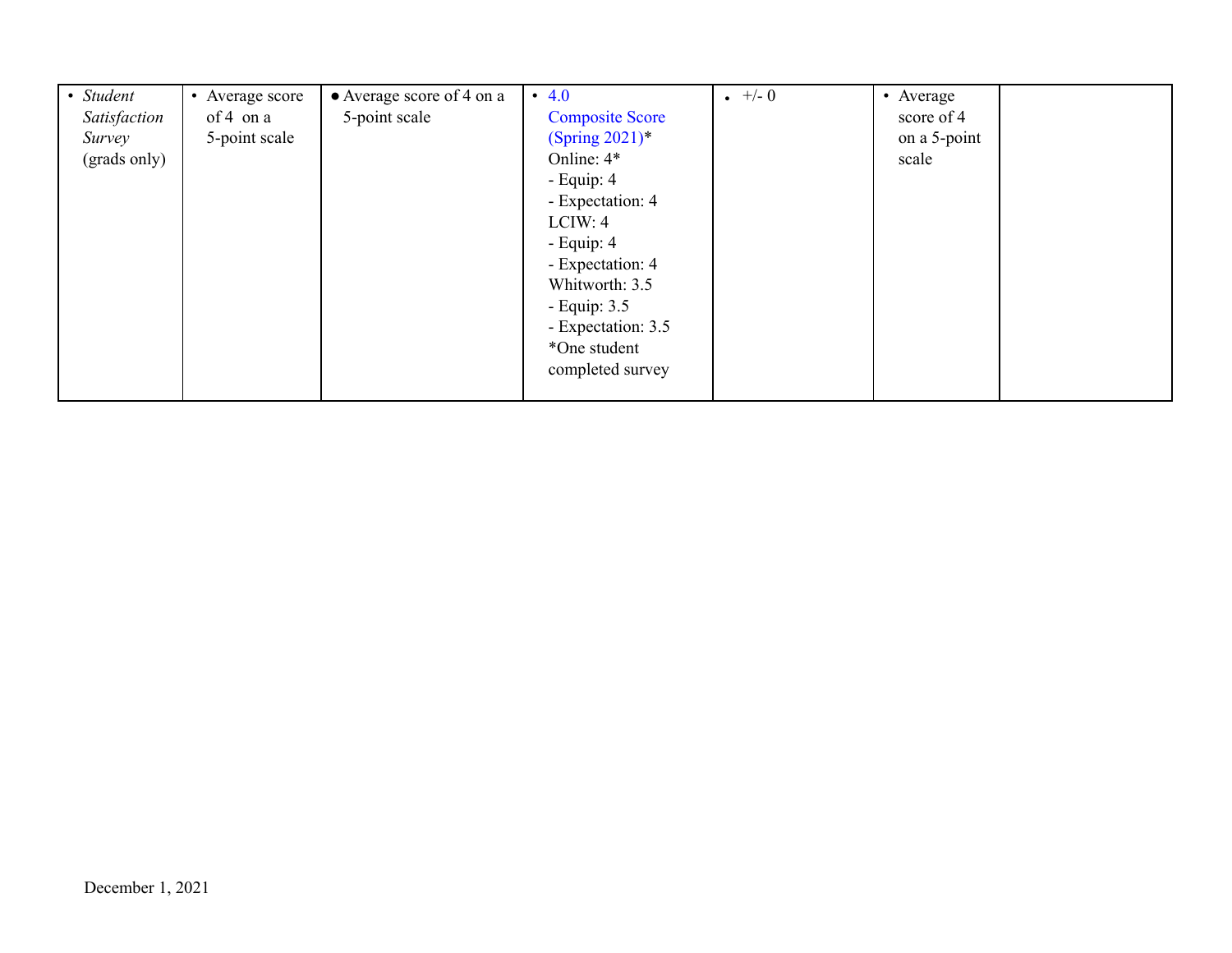| | | | | | | |
|---|---|---|---|---|---|---|
| • *Student Satisfaction Survey* (grads only) | • Average score of 4 on a 5-point scale | • Average score of 4 on a 5-point scale | • 4.0 Composite Score (Spring 2021)*<br>Online: 4*<br>- Equip: 4<br>- Expectation: 4<br>LCIW: 4<br>- Equip: 4<br>- Expectation: 4<br>Whitworth: 3.5<br>- Equip: 3.5<br>- Expectation: 3.5<br>*One student completed survey | • +/- 0 | • Average score of 4 on a 5-point scale | |

December 1, 2021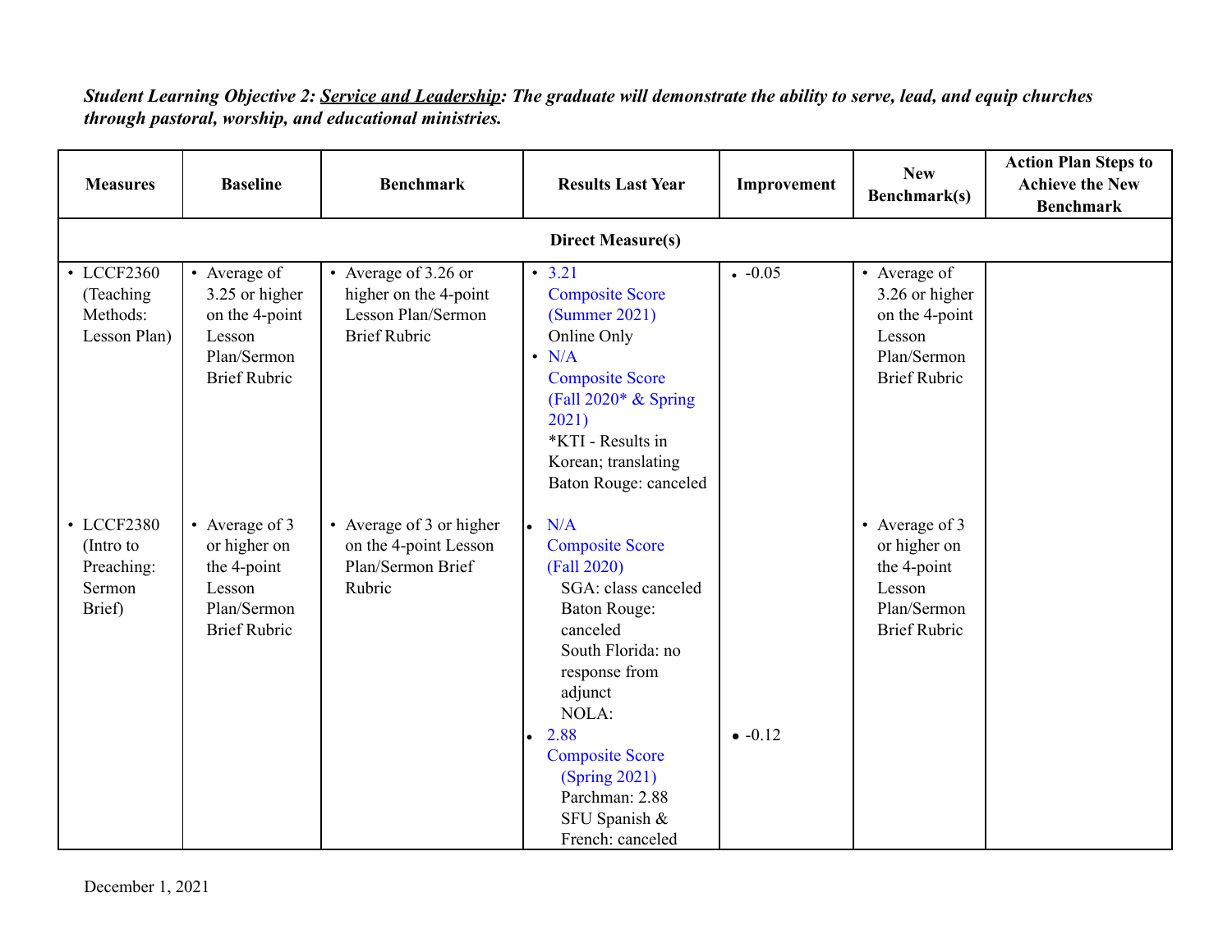***Student Learning Objective 2: Service and Leadership: The graduate will demonstrate the ability to serve, lead, and equip churches through pastoral, worship, and educational ministries.***

| Measures | Baseline | Benchmark | Results Last Year | Improvement | New Benchmark(s) | Action Plan Steps to Achieve the New Benchmark |
|---|---|---|---|---|---|---|
| **Direct Measure(s)** | | | | | | |
| • LCCF2360 (Teaching Methods: Lesson Plan) | • Average of 3.25 or higher on the 4-point Lesson Plan/Sermon Brief Rubric | • Average of 3.26 or higher on the 4-point Lesson Plan/Sermon Brief Rubric | • 3.21 Composite Score (Summer 2021) Online Only<br>• N/A Composite Score (Fall 2020* & Spring 2021)<br>*KTI - Results in Korean; translating<br>Baton Rouge: canceled | • -0.05 | • Average of 3.26 or higher on the 4-point Lesson Plan/Sermon Brief Rubric | |
| • LCCF2380 (Intro to Preaching: Sermon Brief) | • Average of 3 or higher on the 4-point Lesson Plan/Sermon Brief Rubric | • Average of 3 or higher on the 4-point Lesson Plan/Sermon Brief Rubric | • N/A Composite Score (Fall 2020)<br>SGA: class canceled<br>Baton Rouge: canceled<br>South Florida: no response from adjunct<br>NOLA:<br>• 2.88 Composite Score (Spring 2021)<br>Parchman: 2.88<br>SFU Spanish & French: canceled | • -0.12 | • Average of 3 or higher on the 4-point Lesson Plan/Sermon Brief Rubric | |

December 1, 2021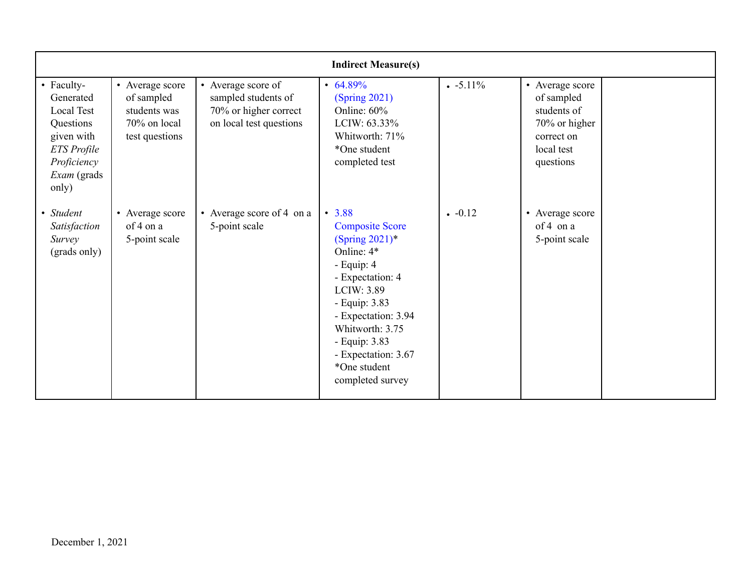| Indirect Measure(s) | | | | | | |
|---|---|---|---|---|---|---|
| • Faculty-Generated Local Test Questions given with *ETS Profile Proficiency Exam* (grads only) | • Average score of sampled students was 70% on local test questions | • Average score of sampled students of 70% or higher correct on local test questions | • 64.89% (Spring 2021)<br>Online: 60%<br>LCIW: 63.33%<br>Whitworth: 71%<br>*One student completed test | • -5.11% | • Average score of sampled students of 70% or higher correct on local test questions | |
| • *Student Satisfaction Survey* (grads only) | • Average score of 4 on a 5-point scale | • Average score of 4 on a 5-point scale | • 3.88 Composite Score (Spring 2021)*<br>Online: 4*<br>- Equip: 4<br>- Expectation: 4<br>LCIW: 3.89<br>- Equip: 3.83<br>- Expectation: 3.94<br>Whitworth: 3.75<br>- Equip: 3.83<br>- Expectation: 3.67<br>*One student completed survey | • -0.12 | • Average score of 4 on a 5-point scale | |

December 1, 2021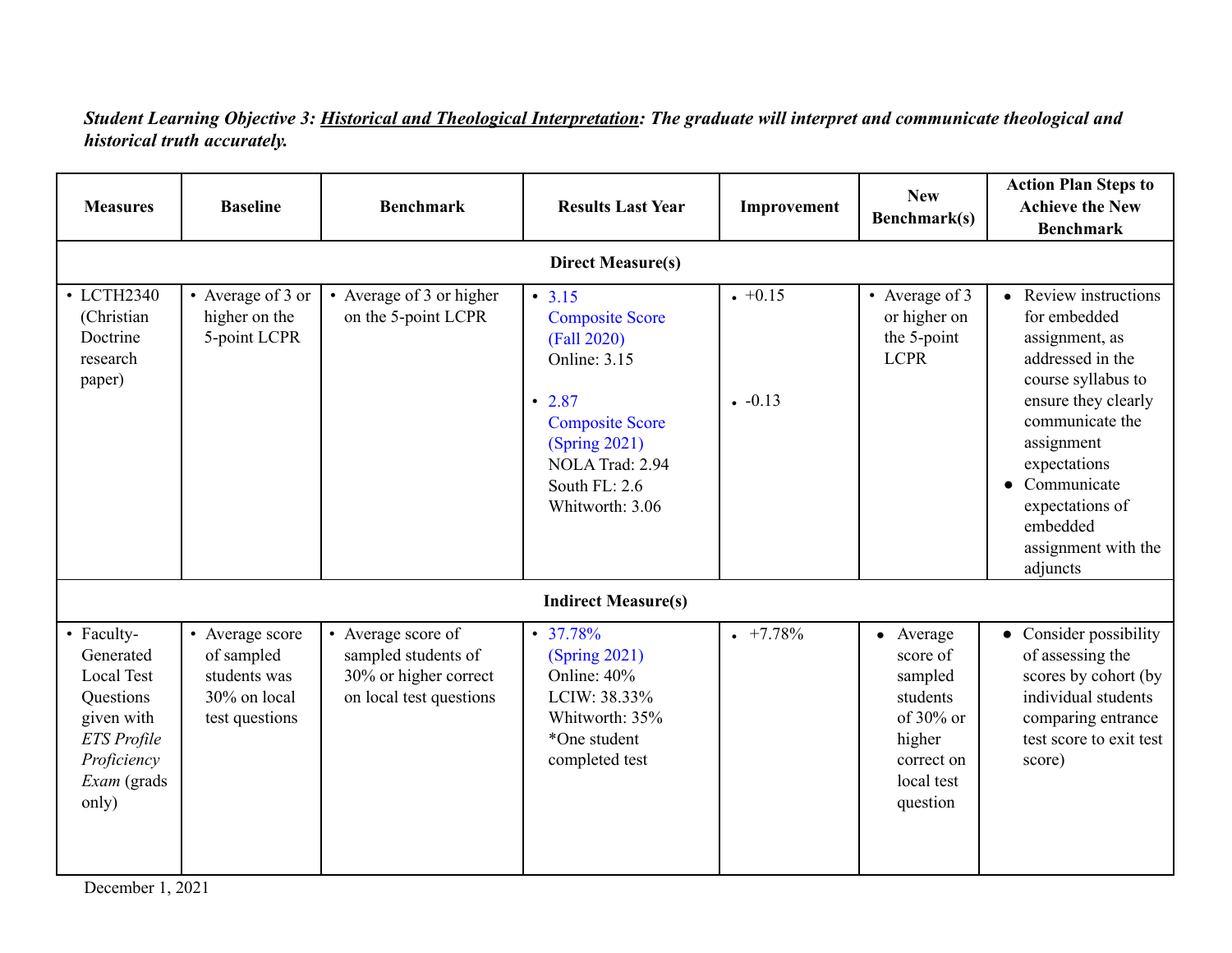***Student Learning Objective 3: <u>Historical and Theological Interpretation</u>: The graduate will interpret and communicate theological and historical truth accurately.***

| Measures | Baseline | Benchmark | Results Last Year | Improvement | New Benchmark(s) | Action Plan Steps to Achieve the New Benchmark |
|---|---|---|---|---|---|---|
| **Direct Measure(s)** | | | | | | |
| • LCTH2340 (Christian Doctrine research paper) | • Average of 3 or higher on the 5-point LCPR | • Average of 3 or higher on the 5-point LCPR | • 3.15 Composite Score (Fall 2020) Online: 3.15<br>• 2.87 Composite Score (Spring 2021) NOLA Trad: 2.94 South FL: 2.6 Whitworth: 3.06 | • +0.15<br>• -0.13 | • Average of 3 or higher on the 5-point LCPR | • Review instructions for embedded assignment, as addressed in the course syllabus to ensure they clearly communicate the assignment expectations<br>• Communicate expectations of embedded assignment with the adjuncts |
| **Indirect Measure(s)** | | | | | | |
| • Faculty-Generated Local Test Questions given with *ETS Profile Proficiency Exam* (grads only) | • Average score of sampled students was 30% on local test questions | • Average score of sampled students of 30% or higher correct on local test questions | • 37.78% (Spring 2021) Online: 40% LCIW: 38.33% Whitworth: 35% *One student completed test | • +7.78% | • Average score of sampled students of 30% or higher correct on local test question | • Consider possibility of assessing the scores by cohort (by individual students comparing entrance test score to exit test score) |

December 1, 2021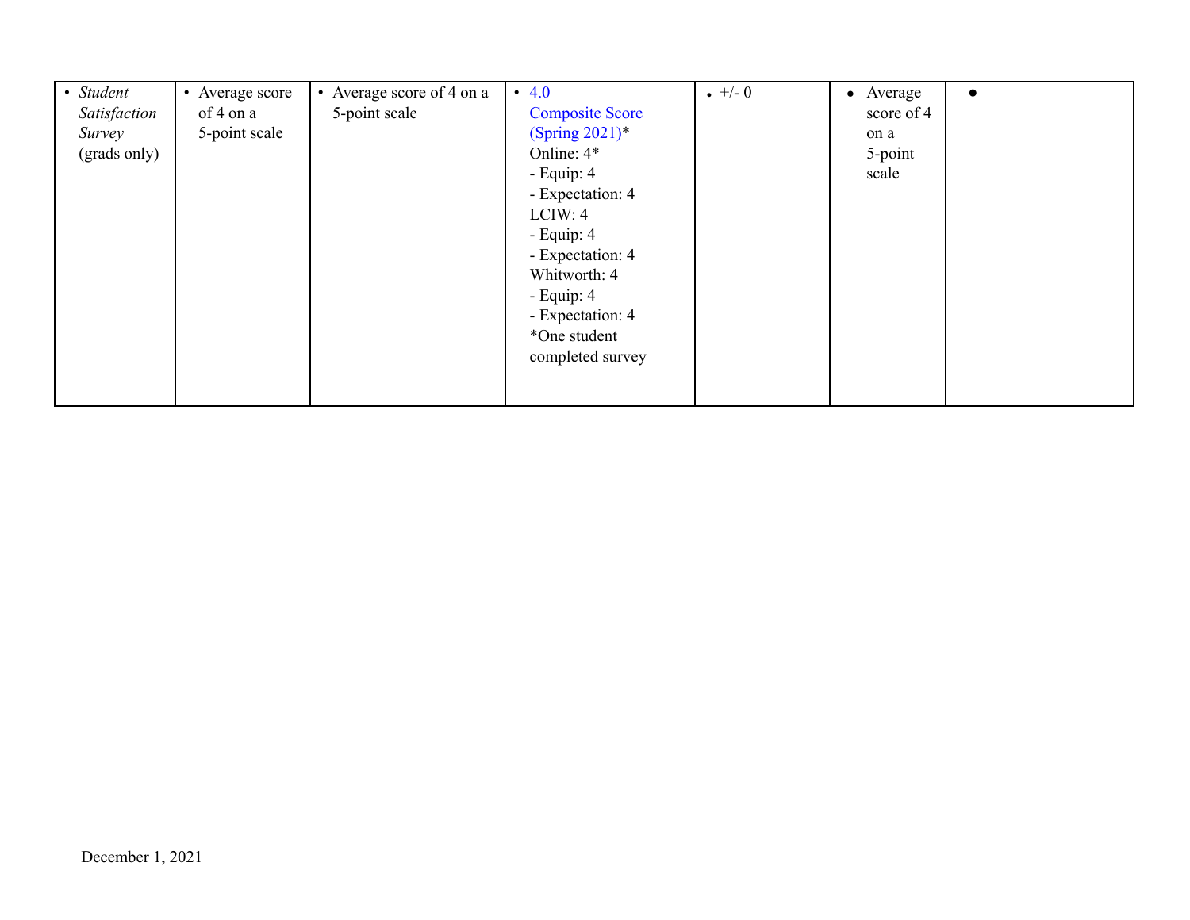| | | | | | | |
|---|---|---|---|---|---|---|
| • *Student Satisfaction Survey* (grads only) | • Average score of 4 on a 5-point scale | • Average score of 4 on a 5-point scale | • 4.0 Composite Score (Spring 2021)*<br>Online: 4*<br>- Equip: 4<br>- Expectation: 4<br>LCIW: 4<br>- Equip: 4<br>- Expectation: 4<br>Whitworth: 4<br>- Equip: 4<br>- Expectation: 4<br>*One student completed survey | • +/- 0 | • Average score of 4 on a 5-point scale | • |

December 1, 2021